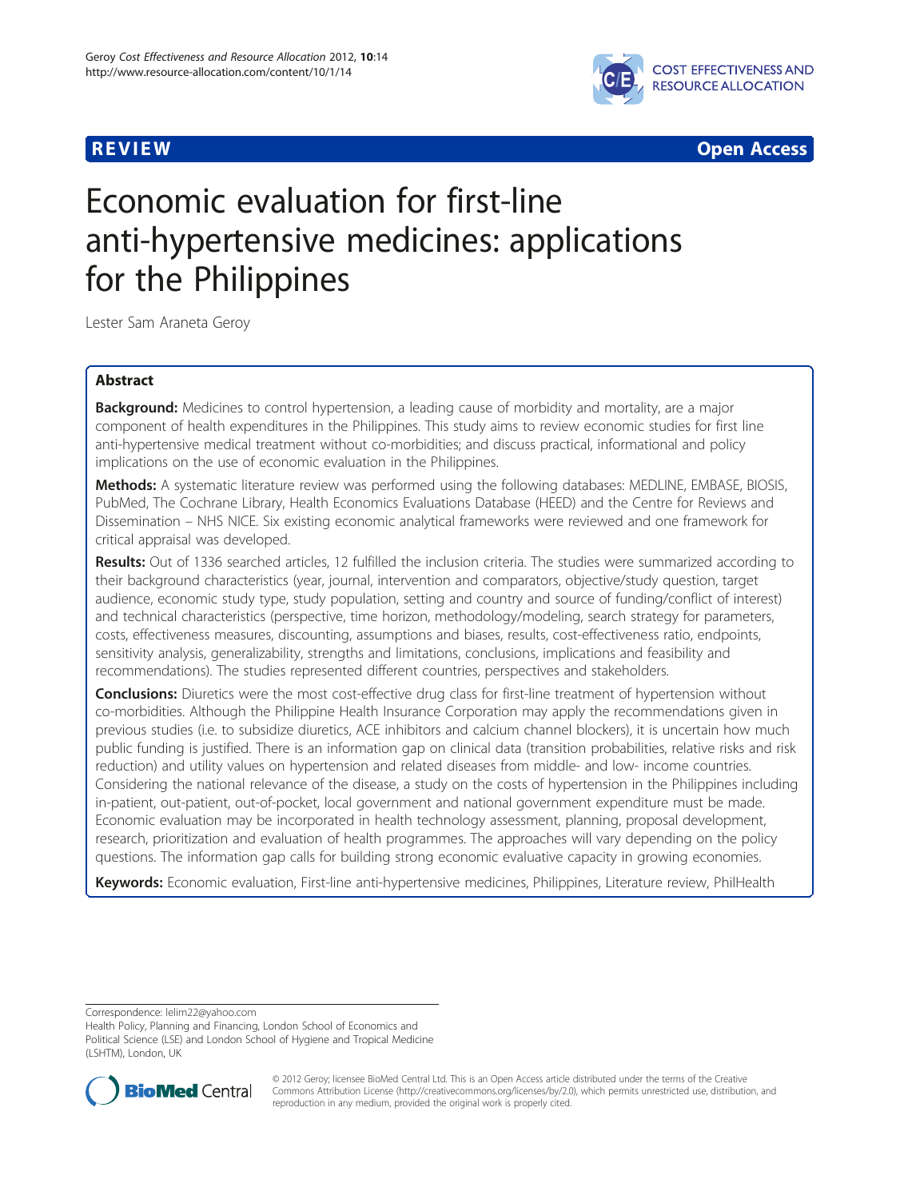**REVIEW** **Open Access**

# Economic evaluation for first-line anti-hypertensive medicines: applications for the Philippines

Lester Sam Araneta Geroy

## Abstract

**Background:** Medicines to control hypertension, a leading cause of morbidity and mortality, are a major component of health expenditures in the Philippines. This study aims to review economic studies for first line anti-hypertensive medical treatment without co-morbidities; and discuss practical, informational and policy implications on the use of economic evaluation in the Philippines.

**Methods:** A systematic literature review was performed using the following databases: MEDLINE, EMBASE, BIOSIS, PubMed, The Cochrane Library, Health Economics Evaluations Database (HEED) and the Centre for Reviews and Dissemination – NHS NICE. Six existing economic analytical frameworks were reviewed and one framework for critical appraisal was developed.

**Results:** Out of 1336 searched articles, 12 fulfilled the inclusion criteria. The studies were summarized according to their background characteristics (year, journal, intervention and comparators, objective/study question, target audience, economic study type, study population, setting and country and source of funding/conflict of interest) and technical characteristics (perspective, time horizon, methodology/modeling, search strategy for parameters, costs, effectiveness measures, discounting, assumptions and biases, results, cost-effectiveness ratio, endpoints, sensitivity analysis, generalizability, strengths and limitations, conclusions, implications and feasibility and recommendations). The studies represented different countries, perspectives and stakeholders.

**Conclusions:** Diuretics were the most cost-effective drug class for first-line treatment of hypertension without co-morbidities. Although the Philippine Health Insurance Corporation may apply the recommendations given in previous studies (i.e. to subsidize diuretics, ACE inhibitors and calcium channel blockers), it is uncertain how much public funding is justified. There is an information gap on clinical data (transition probabilities, relative risks and risk reduction) and utility values on hypertension and related diseases from middle- and low- income countries. Considering the national relevance of the disease, a study on the costs of hypertension in the Philippines including in-patient, out-patient, out-of-pocket, local government and national government expenditure must be made. Economic evaluation may be incorporated in health technology assessment, planning, proposal development, research, prioritization and evaluation of health programmes. The approaches will vary depending on the policy questions. The information gap calls for building strong economic evaluative capacity in growing economies.

**Keywords:** Economic evaluation, First-line anti-hypertensive medicines, Philippines, Literature review, PhilHealth

Correspondence: lelim22@yahoo.com
Health Policy, Planning and Financing, London School of Economics and Political Science (LSE) and London School of Hygiene and Tropical Medicine (LSHTM), London, UK

© 2012 Geroy; licensee BioMed Central Ltd. This is an Open Access article distributed under the terms of the Creative Commons Attribution License (http://creativecommons.org/licenses/by/2.0), which permits unrestricted use, distribution, and reproduction in any medium, provided the original work is properly cited.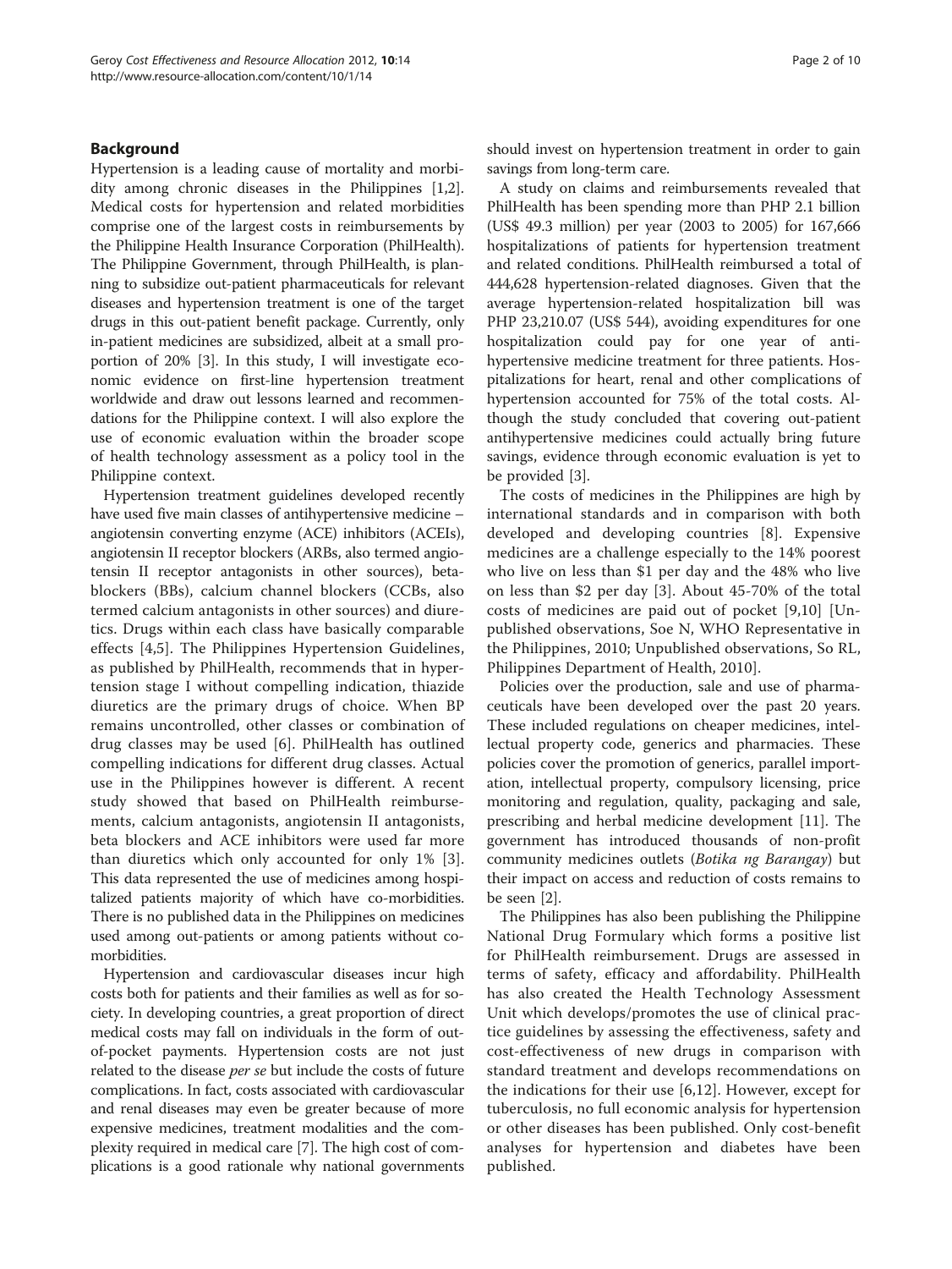## Background

Hypertension is a leading cause of mortality and morbidity among chronic diseases in the Philippines [1,2]. Medical costs for hypertension and related morbidities comprise one of the largest costs in reimbursements by the Philippine Health Insurance Corporation (PhilHealth). The Philippine Government, through PhilHealth, is planning to subsidize out-patient pharmaceuticals for relevant diseases and hypertension treatment is one of the target drugs in this out-patient benefit package. Currently, only in-patient medicines are subsidized, albeit at a small proportion of 20% [3]. In this study, I will investigate economic evidence on first-line hypertension treatment worldwide and draw out lessons learned and recommendations for the Philippine context. I will also explore the use of economic evaluation within the broader scope of health technology assessment as a policy tool in the Philippine context.

Hypertension treatment guidelines developed recently have used five main classes of antihypertensive medicine – angiotensin converting enzyme (ACE) inhibitors (ACEIs), angiotensin II receptor blockers (ARBs, also termed angiotensin II receptor antagonists in other sources), beta-blockers (BBs), calcium channel blockers (CCBs, also termed calcium antagonists in other sources) and diuretics. Drugs within each class have basically comparable effects [4,5]. The Philippines Hypertension Guidelines, as published by PhilHealth, recommends that in hypertension stage I without compelling indication, thiazide diuretics are the primary drugs of choice. When BP remains uncontrolled, other classes or combination of drug classes may be used [6]. PhilHealth has outlined compelling indications for different drug classes. Actual use in the Philippines however is different. A recent study showed that based on PhilHealth reimbursements, calcium antagonists, angiotensin II antagonists, beta blockers and ACE inhibitors were used far more than diuretics which only accounted for only 1% [3]. This data represented the use of medicines among hospitalized patients majority of which have co-morbidities. There is no published data in the Philippines on medicines used among out-patients or among patients without co-morbidities.

Hypertension and cardiovascular diseases incur high costs both for patients and their families as well as for society. In developing countries, a great proportion of direct medical costs may fall on individuals in the form of out-of-pocket payments. Hypertension costs are not just related to the disease *per se* but include the costs of future complications. In fact, costs associated with cardiovascular and renal diseases may even be greater because of more expensive medicines, treatment modalities and the complexity required in medical care [7]. The high cost of complications is a good rationale why national governments should invest on hypertension treatment in order to gain savings from long-term care.

A study on claims and reimbursements revealed that PhilHealth has been spending more than PHP 2.1 billion (US$ 49.3 million) per year (2003 to 2005) for 167,666 hospitalizations of patients for hypertension treatment and related conditions. PhilHealth reimbursed a total of 444,628 hypertension-related diagnoses. Given that the average hypertension-related hospitalization bill was PHP 23,210.07 (US$ 544), avoiding expenditures for one hospitalization could pay for one year of antihypertensive medicine treatment for three patients. Hospitalizations for heart, renal and other complications of hypertension accounted for 75% of the total costs. Although the study concluded that covering out-patient antihypertensive medicines could actually bring future savings, evidence through economic evaluation is yet to be provided [3].

The costs of medicines in the Philippines are high by international standards and in comparison with both developed and developing countries [8]. Expensive medicines are a challenge especially to the 14% poorest who live on less than $1 per day and the 48% who live on less than $2 per day [3]. About 45-70% of the total costs of medicines are paid out of pocket [9,10] [Unpublished observations, Soe N, WHO Representative in the Philippines, 2010; Unpublished observations, So RL, Philippines Department of Health, 2010].

Policies over the production, sale and use of pharmaceuticals have been developed over the past 20 years. These included regulations on cheaper medicines, intellectual property code, generics and pharmacies. These policies cover the promotion of generics, parallel importation, intellectual property, compulsory licensing, price monitoring and regulation, quality, packaging and sale, prescribing and herbal medicine development [11]. The government has introduced thousands of non-profit community medicines outlets (*Botika ng Barangay*) but their impact on access and reduction of costs remains to be seen [2].

The Philippines has also been publishing the Philippine National Drug Formulary which forms a positive list for PhilHealth reimbursement. Drugs are assessed in terms of safety, efficacy and affordability. PhilHealth has also created the Health Technology Assessment Unit which develops/promotes the use of clinical practice guidelines by assessing the effectiveness, safety and cost-effectiveness of new drugs in comparison with standard treatment and develops recommendations on the indications for their use [6,12]. However, except for tuberculosis, no full economic analysis for hypertension or other diseases has been published. Only cost-benefit analyses for hypertension and diabetes have been published.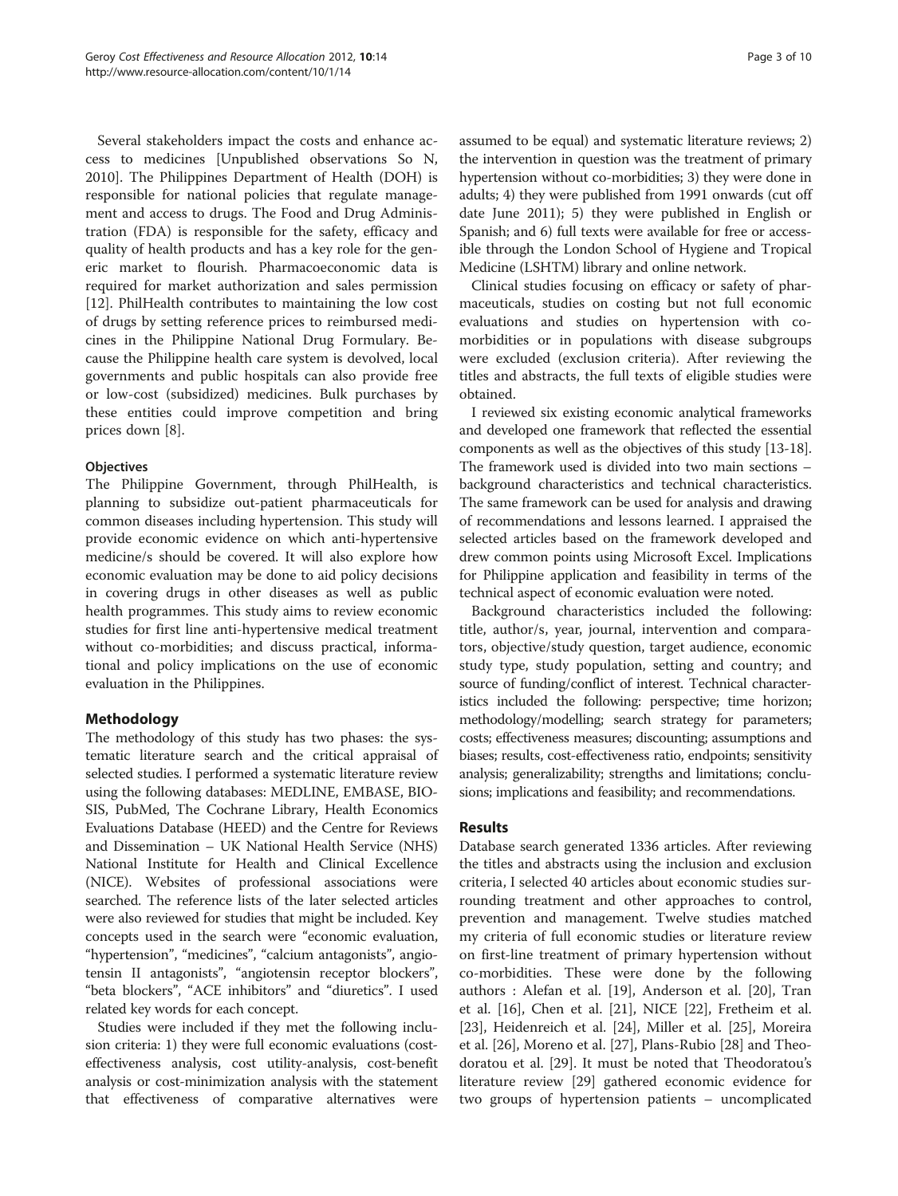Several stakeholders impact the costs and enhance access to medicines [Unpublished observations So N, 2010]. The Philippines Department of Health (DOH) is responsible for national policies that regulate management and access to drugs. The Food and Drug Administration (FDA) is responsible for the safety, efficacy and quality of health products and has a key role for the generic market to flourish. Pharmacoeconomic data is required for market authorization and sales permission [12]. PhilHealth contributes to maintaining the low cost of drugs by setting reference prices to reimbursed medicines in the Philippine National Drug Formulary. Because the Philippine health care system is devolved, local governments and public hospitals can also provide free or low-cost (subsidized) medicines. Bulk purchases by these entities could improve competition and bring prices down [8].

### Objectives

The Philippine Government, through PhilHealth, is planning to subsidize out-patient pharmaceuticals for common diseases including hypertension. This study will provide economic evidence on which anti-hypertensive medicine/s should be covered. It will also explore how economic evaluation may be done to aid policy decisions in covering drugs in other diseases as well as public health programmes. This study aims to review economic studies for first line anti-hypertensive medical treatment without co-morbidities; and discuss practical, informational and policy implications on the use of economic evaluation in the Philippines.

## Methodology

The methodology of this study has two phases: the systematic literature search and the critical appraisal of selected studies. I performed a systematic literature review using the following databases: MEDLINE, EMBASE, BIOSIS, PubMed, The Cochrane Library, Health Economics Evaluations Database (HEED) and the Centre for Reviews and Dissemination – UK National Health Service (NHS) National Institute for Health and Clinical Excellence (NICE). Websites of professional associations were searched. The reference lists of the later selected articles were also reviewed for studies that might be included. Key concepts used in the search were "economic evaluation, "hypertension", "medicines", "calcium antagonists", angiotensin II antagonists", "angiotensin receptor blockers", "beta blockers", "ACE inhibitors" and "diuretics". I used related key words for each concept.

Studies were included if they met the following inclusion criteria: 1) they were full economic evaluations (cost-effectiveness analysis, cost utility-analysis, cost-benefit analysis or cost-minimization analysis with the statement that effectiveness of comparative alternatives were assumed to be equal) and systematic literature reviews; 2) the intervention in question was the treatment of primary hypertension without co-morbidities; 3) they were done in adults; 4) they were published from 1991 onwards (cut off date June 2011); 5) they were published in English or Spanish; and 6) full texts were available for free or accessible through the London School of Hygiene and Tropical Medicine (LSHTM) library and online network.

Clinical studies focusing on efficacy or safety of pharmaceuticals, studies on costing but not full economic evaluations and studies on hypertension with co-morbidities or in populations with disease subgroups were excluded (exclusion criteria). After reviewing the titles and abstracts, the full texts of eligible studies were obtained.

I reviewed six existing economic analytical frameworks and developed one framework that reflected the essential components as well as the objectives of this study [13-18]. The framework used is divided into two main sections – background characteristics and technical characteristics. The same framework can be used for analysis and drawing of recommendations and lessons learned. I appraised the selected articles based on the framework developed and drew common points using Microsoft Excel. Implications for Philippine application and feasibility in terms of the technical aspect of economic evaluation were noted.

Background characteristics included the following: title, author/s, year, journal, intervention and comparators, objective/study question, target audience, economic study type, study population, setting and country; and source of funding/conflict of interest. Technical characteristics included the following: perspective; time horizon; methodology/modelling; search strategy for parameters; costs; effectiveness measures; discounting; assumptions and biases; results, cost-effectiveness ratio, endpoints; sensitivity analysis; generalizability; strengths and limitations; conclusions; implications and feasibility; and recommendations.

## Results

Database search generated 1336 articles. After reviewing the titles and abstracts using the inclusion and exclusion criteria, I selected 40 articles about economic studies surrounding treatment and other approaches to control, prevention and management. Twelve studies matched my criteria of full economic studies or literature review on first-line treatment of primary hypertension without co-morbidities. These were done by the following authors : Alefan et al. [19], Anderson et al. [20], Tran et al. [16], Chen et al. [21], NICE [22], Fretheim et al. [23], Heidenreich et al. [24], Miller et al. [25], Moreira et al. [26], Moreno et al. [27], Plans-Rubio [28] and Theodoratou et al. [29]. It must be noted that Theodoratou's literature review [29] gathered economic evidence for two groups of hypertension patients – uncomplicated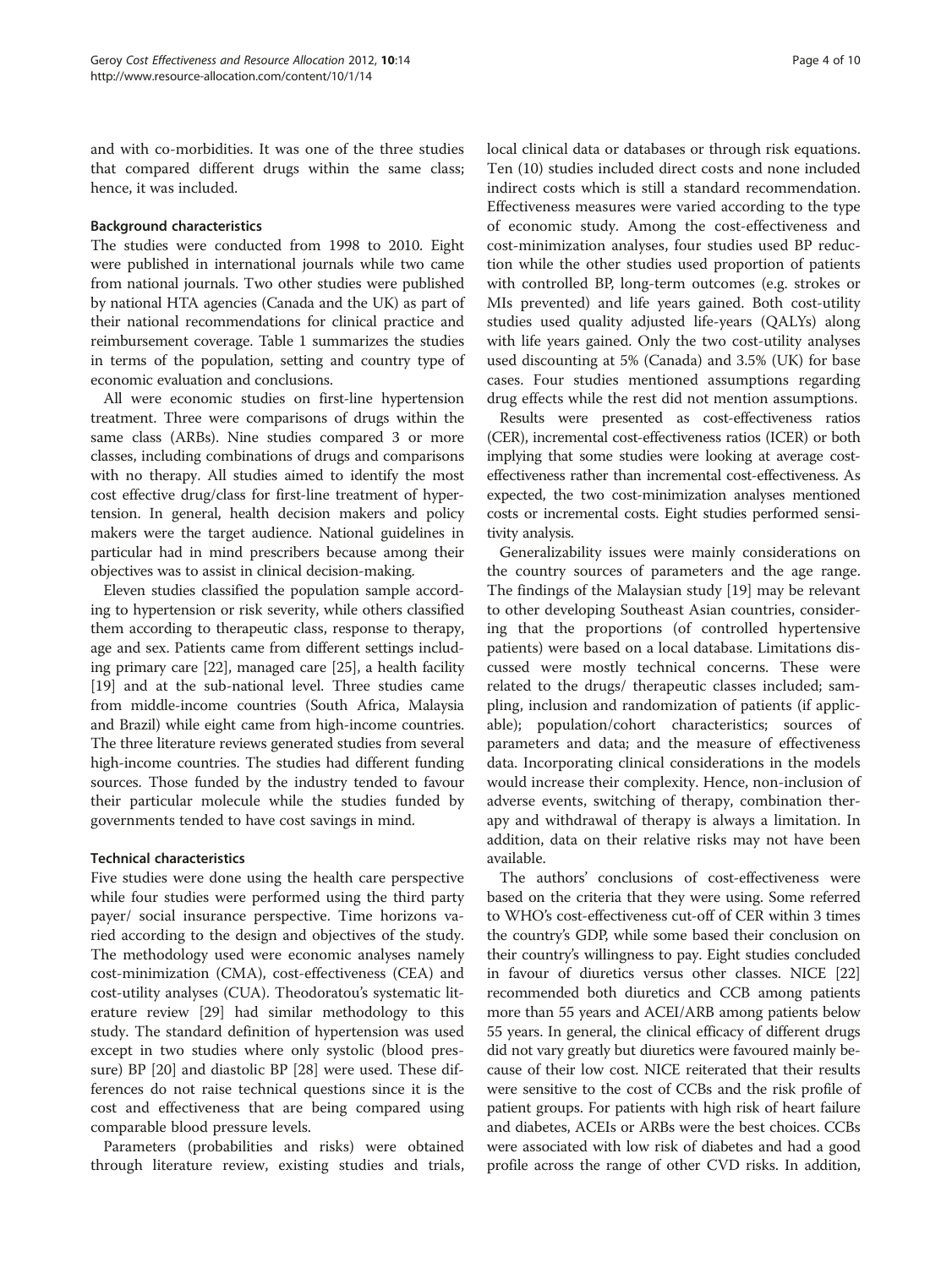and with co-morbidities. It was one of the three studies that compared different drugs within the same class; hence, it was included.

### Background characteristics

The studies were conducted from 1998 to 2010. Eight were published in international journals while two came from national journals. Two other studies were published by national HTA agencies (Canada and the UK) as part of their national recommendations for clinical practice and reimbursement coverage. Table 1 summarizes the studies in terms of the population, setting and country type of economic evaluation and conclusions.

All were economic studies on first-line hypertension treatment. Three were comparisons of drugs within the same class (ARBs). Nine studies compared 3 or more classes, including combinations of drugs and comparisons with no therapy. All studies aimed to identify the most cost effective drug/class for first-line treatment of hypertension. In general, health decision makers and policy makers were the target audience. National guidelines in particular had in mind prescribers because among their objectives was to assist in clinical decision-making.

Eleven studies classified the population sample according to hypertension or risk severity, while others classified them according to therapeutic class, response to therapy, age and sex. Patients came from different settings including primary care [22], managed care [25], a health facility [19] and at the sub-national level. Three studies came from middle-income countries (South Africa, Malaysia and Brazil) while eight came from high-income countries. The three literature reviews generated studies from several high-income countries. The studies had different funding sources. Those funded by the industry tended to favour their particular molecule while the studies funded by governments tended to have cost savings in mind.

### Technical characteristics

Five studies were done using the health care perspective while four studies were performed using the third party payer/ social insurance perspective. Time horizons varied according to the design and objectives of the study. The methodology used were economic analyses namely cost-minimization (CMA), cost-effectiveness (CEA) and cost-utility analyses (CUA). Theodoratou's systematic literature review [29] had similar methodology to this study. The standard definition of hypertension was used except in two studies where only systolic (blood pressure) BP [20] and diastolic BP [28] were used. These differences do not raise technical questions since it is the cost and effectiveness that are being compared using comparable blood pressure levels.

Parameters (probabilities and risks) were obtained through literature review, existing studies and trials, local clinical data or databases or through risk equations. Ten (10) studies included direct costs and none included indirect costs which is still a standard recommendation. Effectiveness measures were varied according to the type of economic study. Among the cost-effectiveness and cost-minimization analyses, four studies used BP reduction while the other studies used proportion of patients with controlled BP, long-term outcomes (e.g. strokes or MIs prevented) and life years gained. Both cost-utility studies used quality adjusted life-years (QALYs) along with life years gained. Only the two cost-utility analyses used discounting at 5% (Canada) and 3.5% (UK) for base cases. Four studies mentioned assumptions regarding drug effects while the rest did not mention assumptions.

Results were presented as cost-effectiveness ratios (CER), incremental cost-effectiveness ratios (ICER) or both implying that some studies were looking at average cost-effectiveness rather than incremental cost-effectiveness. As expected, the two cost-minimization analyses mentioned costs or incremental costs. Eight studies performed sensitivity analysis.

Generalizability issues were mainly considerations on the country sources of parameters and the age range. The findings of the Malaysian study [19] may be relevant to other developing Southeast Asian countries, considering that the proportions (of controlled hypertensive patients) were based on a local database. Limitations discussed were mostly technical concerns. These were related to the drugs/ therapeutic classes included; sampling, inclusion and randomization of patients (if applicable); population/cohort characteristics; sources of parameters and data; and the measure of effectiveness data. Incorporating clinical considerations in the models would increase their complexity. Hence, non-inclusion of adverse events, switching of therapy, combination therapy and withdrawal of therapy is always a limitation. In addition, data on their relative risks may not have been available.

The authors' conclusions of cost-effectiveness were based on the criteria that they were using. Some referred to WHO's cost-effectiveness cut-off of CER within 3 times the country's GDP, while some based their conclusion on their country's willingness to pay. Eight studies concluded in favour of diuretics versus other classes. NICE [22] recommended both diuretics and CCB among patients more than 55 years and ACEI/ARB among patients below 55 years. In general, the clinical efficacy of different drugs did not vary greatly but diuretics were favoured mainly because of their low cost. NICE reiterated that their results were sensitive to the cost of CCBs and the risk profile of patient groups. For patients with high risk of heart failure and diabetes, ACEIs or ARBs were the best choices. CCBs were associated with low risk of diabetes and had a good profile across the range of other CVD risks. In addition,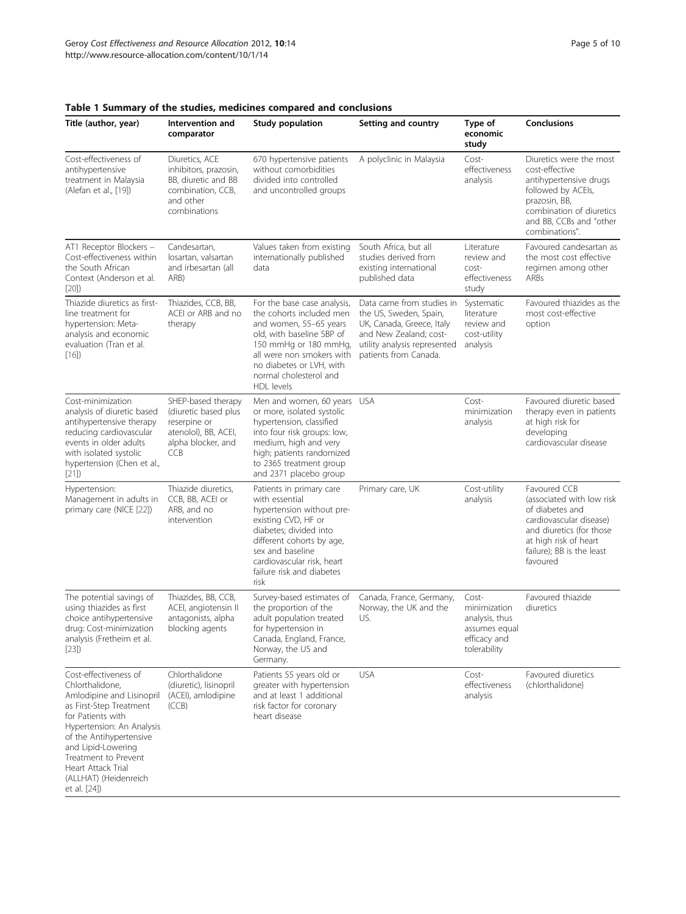**Table 1 Summary of the studies, medicines compared and conclusions**

| Title (author, year) | Intervention and comparator | Study population | Setting and country | Type of economic study | Conclusions |
|---|---|---|---|---|---|
| Cost-effectiveness of antihypertensive treatment in Malaysia (Alefan et al., [19]) | Diuretics, ACE inhibitors, prazosin, BB, diuretic and BB combination, CCB, and other combinations | 670 hypertensive patients without comorbidities divided into controlled and uncontrolled groups | A polyclinic in Malaysia | Cost-effectiveness analysis | Diuretics were the most cost-effective antihypertensive drugs followed by ACEIs, prazosin, BB, combination of diuretics and BB, CCBs and "other combinations". |
| AT1 Receptor Blockers – Cost-effectiveness within the South African Context (Anderson et al. [20]) | Candesartan, losartan, valsartan and irbesartan (all ARB) | Values taken from existing internationally published data | South Africa, but all studies derived from existing international published data | Literature review and cost-effectiveness study | Favoured candesartan as the most cost effective regimen among other ARBs |
| Thiazide diuretics as first-line treatment for hypertension: Meta-analysis and economic evaluation (Tran et al. [16]) | Thiazides, CCB, BB, ACEI or ARB and no therapy | For the base case analysis, the cohorts included men and women, 55–65 years old, with baseline SBP of 150 mmHg or 180 mmHg, all were non smokers with no diabetes or LVH, with normal cholesterol and HDL levels | Data came from studies in the US, Sweden, Spain, UK, Canada, Greece, Italy and New Zealand; cost-utility analysis represented patients from Canada. | Systematic literature review and cost-utility analysis | Favoured thiazides as the most cost-effective option |
| Cost-minimization analysis of diuretic based antihypertensive therapy reducing cardiovascular events in older adults with isolated systolic hypertension (Chen et al., [21]) | SHEP-based therapy (diuretic based plus reserpine or atenolol), BB, ACEI, alpha blocker, and CCB | Men and women, 60 years or more, isolated systolic hypertension, classified into four risk groups: low, medium, high and very high; patients randomized to 2365 treatment group and 2371 placebo group | USA | Cost-minimization analysis | Favoured diuretic based therapy even in patients at high risk for developing cardiovascular disease |
| Hypertension: Management in adults in primary care (NICE [22]) | Thiazide diuretics, CCB, BB, ACEI or ARB, and no intervention | Patients in primary care with essential hypertension without pre-existing CVD, HF or diabetes; divided into different cohorts by age, sex and baseline cardiovascular risk, heart failure risk and diabetes risk | Primary care, UK | Cost-utility analysis | Favoured CCB (associated with low risk of diabetes and cardiovascular disease) and diuretics (for those at high risk of heart failure); BB is the least favoured |
| The potential savings of using thiazides as first choice antihypertensive drug: Cost-minimization analysis (Fretheim et al. [23]) | Thiazides, BB, CCB, ACEI, angiotensin II antagonists, alpha blocking agents | Survey-based estimates of the proportion of the adult population treated for hypertension in Canada, England, France, Norway, the US and Germany. | Canada, France, Germany, Norway, the UK and the US. | Cost-minimization analysis, thus assumes equal efficacy and tolerability | Favoured thiazide diuretics |
| Cost-effectiveness of Chlorthalidone, Amlodipine and Lisinopril as First-Step Treatment for Patients with Hypertension: An Analysis of the Antihypertensive and Lipid-Lowering Treatment to Prevent Heart Attack Trial (ALLHAT) (Heidenreich et al. [24]) | Chlorthalidone (diuretic), lisinopril (ACEI), amlodipine (CCB) | Patients 55 years old or greater with hypertension and at least 1 additional risk factor for coronary heart disease | USA | Cost-effectiveness analysis | Favoured diuretics (chlorthalidone) |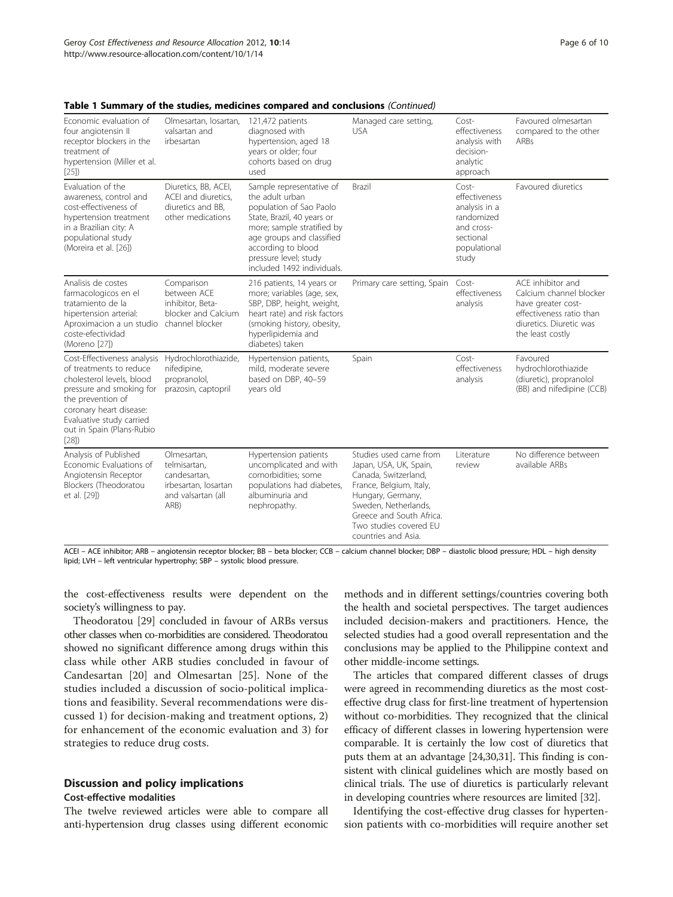**Table 1 Summary of the studies, medicines compared and conclusions** *(Continued)*

| | | | | | |
|---|---|---|---|---|---|
| Economic evaluation of four angiotensin II receptor blockers in the treatment of hypertension (Miller et al. [25]) | Olmesartan, losartan, valsartan and irbesartan | 121,472 patients diagnosed with hypertension, aged 18 years or older; four cohorts based on drug used | Managed care setting, USA | Cost-effectiveness analysis with decision-analytic approach | Favoured olmesartan compared to the other ARBs |
| Evaluation of the awareness, control and cost-effectiveness of hypertension treatment in a Brazilian city: A populational study (Moreira et al. [26]) | Diuretics, BB, ACEI, ACEI and diuretics, diuretics and BB, other medications | Sample representative of the adult urban population of Sao Paolo State, Brazil, 40 years or more; sample stratified by age groups and classified according to blood pressure level; study included 1492 individuals. | Brazil | Cost-effectiveness analysis in a randomized and cross-sectional populational study | Favoured diuretics |
| Analisis de costes farmacologicos en el tratamiento de la hipertension arterial: Aproximacion a un studio coste-efectividad (Moreno [27]) | Comparison between ACE inhibitor, Beta-blocker and Calcium channel blocker | 216 patients, 14 years or more; variables (age, sex, SBP, DBP, height, weight, heart rate) and risk factors (smoking history, obesity, hyperlipidemia and diabetes) taken | Primary care setting, Spain | Cost-effectiveness analysis | ACE inhibitor and Calcium channel blocker have greater cost-effectiveness ratio than diuretics. Diuretic was the least costly |
| Cost-Effectiveness analysis of treatments to reduce cholesterol levels, blood pressure and smoking for the prevention of coronary heart disease: Evaluative study carried out in Spain (Plans-Rubio [28]) | Hydrochlorothiazide, nifedipine, propranolol, prazosin, captopril | Hypertension patients, mild, moderate severe based on DBP, 40–59 years old | Spain | Cost-effectiveness analysis | Favoured hydrochlorothiazide (diuretic), propranolol (BB) and nifedipine (CCB) |
| Analysis of Published Economic Evaluations of Angiotensin Receptor Blockers (Theodoratou et al. [29]) | Olmesartan, telmisartan, candesartan, irbesartan, losartan and valsartan (all ARB) | Hypertension patients uncomplicated and with comorbidities; some populations had diabetes, albuminuria and nephropathy. | Studies used came from Japan, USA, UK, Spain, Canada, Switzerland, France, Belgium, Italy, Hungary, Germany, Sweden, Netherlands, Greece and South Africa. Two studies covered EU countries and Asia. | Literature review | No difference between available ARBs |

ACEI – ACE inhibitor; ARB – angiotensin receptor blocker; BB – beta blocker; CCB – calcium channel blocker; DBP – diastolic blood pressure; HDL – high density lipid; LVH – left ventricular hypertrophy; SBP – systolic blood pressure.

the cost-effectiveness results were dependent on the society's willingness to pay.

Theodoratou [29] concluded in favour of ARBs versus other classes when co-morbidities are considered. Theodoratou showed no significant difference among drugs within this class while other ARB studies concluded in favour of Candesartan [20] and Olmesartan [25]. None of the studies included a discussion of socio-political implications and feasibility. Several recommendations were discussed 1) for decision-making and treatment options, 2) for enhancement of the economic evaluation and 3) for strategies to reduce drug costs.

## Discussion and policy implications

### Cost-effective modalities

The twelve reviewed articles were able to compare all anti-hypertension drug classes using different economic methods and in different settings/countries covering both the health and societal perspectives. The target audiences included decision-makers and practitioners. Hence, the selected studies had a good overall representation and the conclusions may be applied to the Philippine context and other middle-income settings.

The articles that compared different classes of drugs were agreed in recommending diuretics as the most cost-effective drug class for first-line treatment of hypertension without co-morbidities. They recognized that the clinical efficacy of different classes in lowering hypertension were comparable. It is certainly the low cost of diuretics that puts them at an advantage [24,30,31]. This finding is consistent with clinical guidelines which are mostly based on clinical trials. The use of diuretics is particularly relevant in developing countries where resources are limited [32].

Identifying the cost-effective drug classes for hypertension patients with co-morbidities will require another set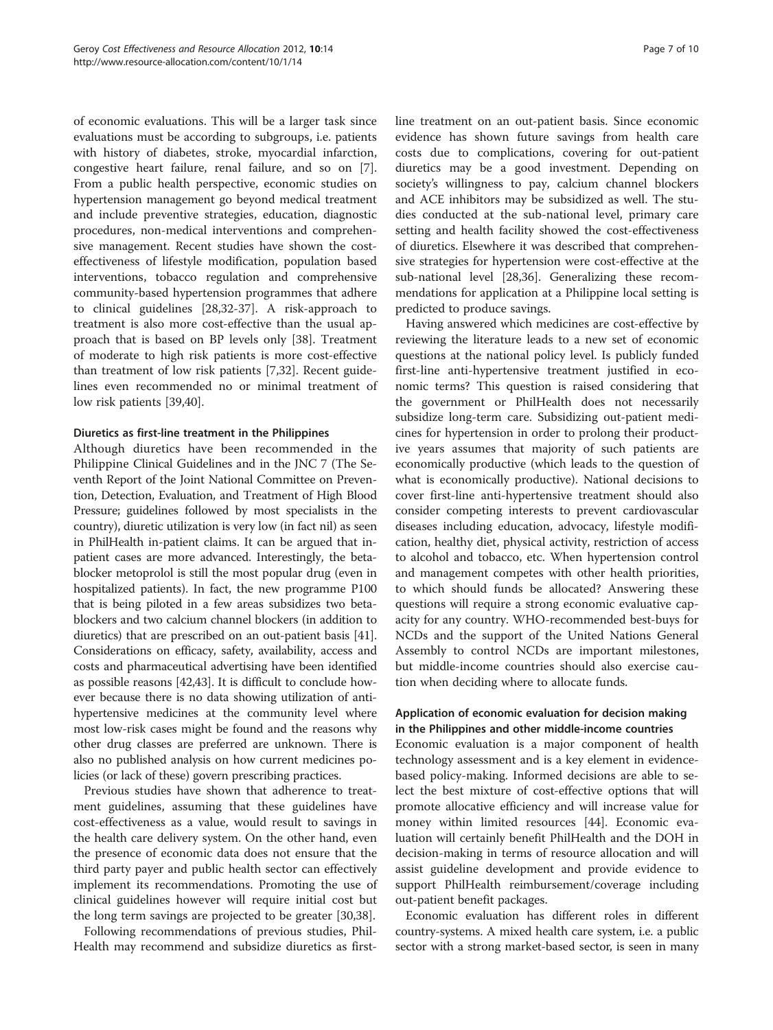of economic evaluations. This will be a larger task since evaluations must be according to subgroups, i.e. patients with history of diabetes, stroke, myocardial infarction, congestive heart failure, renal failure, and so on [7]. From a public health perspective, economic studies on hypertension management go beyond medical treatment and include preventive strategies, education, diagnostic procedures, non-medical interventions and comprehensive management. Recent studies have shown the cost-effectiveness of lifestyle modification, population based interventions, tobacco regulation and comprehensive community-based hypertension programmes that adhere to clinical guidelines [28,32-37]. A risk-approach to treatment is also more cost-effective than the usual approach that is based on BP levels only [38]. Treatment of moderate to high risk patients is more cost-effective than treatment of low risk patients [7,32]. Recent guidelines even recommended no or minimal treatment of low risk patients [39,40].

### Diuretics as first-line treatment in the Philippines

Although diuretics have been recommended in the Philippine Clinical Guidelines and in the JNC 7 (The Seventh Report of the Joint National Committee on Prevention, Detection, Evaluation, and Treatment of High Blood Pressure; guidelines followed by most specialists in the country), diuretic utilization is very low (in fact nil) as seen in PhilHealth in-patient claims. It can be argued that in-patient cases are more advanced. Interestingly, the beta-blocker metoprolol is still the most popular drug (even in hospitalized patients). In fact, the new programme P100 that is being piloted in a few areas subsidizes two beta-blockers and two calcium channel blockers (in addition to diuretics) that are prescribed on an out-patient basis [41]. Considerations on efficacy, safety, availability, access and costs and pharmaceutical advertising have been identified as possible reasons [42,43]. It is difficult to conclude however because there is no data showing utilization of anti-hypertensive medicines at the community level where most low-risk cases might be found and the reasons why other drug classes are preferred are unknown. There is also no published analysis on how current medicines policies (or lack of these) govern prescribing practices.

Previous studies have shown that adherence to treatment guidelines, assuming that these guidelines have cost-effectiveness as a value, would result to savings in the health care delivery system. On the other hand, even the presence of economic data does not ensure that the third party payer and public health sector can effectively implement its recommendations. Promoting the use of clinical guidelines however will require initial cost but the long term savings are projected to be greater [30,38].

Following recommendations of previous studies, PhilHealth may recommend and subsidize diuretics as first-line treatment on an out-patient basis. Since economic evidence has shown future savings from health care costs due to complications, covering for out-patient diuretics may be a good investment. Depending on society's willingness to pay, calcium channel blockers and ACE inhibitors may be subsidized as well. The studies conducted at the sub-national level, primary care setting and health facility showed the cost-effectiveness of diuretics. Elsewhere it was described that comprehensive strategies for hypertension were cost-effective at the sub-national level [28,36]. Generalizing these recommendations for application at a Philippine local setting is predicted to produce savings.

Having answered which medicines are cost-effective by reviewing the literature leads to a new set of economic questions at the national policy level. Is publicly funded first-line anti-hypertensive treatment justified in economic terms? This question is raised considering that the government or PhilHealth does not necessarily subsidize long-term care. Subsidizing out-patient medicines for hypertension in order to prolong their productive years assumes that majority of such patients are economically productive (which leads to the question of what is economically productive). National decisions to cover first-line anti-hypertensive treatment should also consider competing interests to prevent cardiovascular diseases including education, advocacy, lifestyle modification, healthy diet, physical activity, restriction of access to alcohol and tobacco, etc. When hypertension control and management competes with other health priorities, to which should funds be allocated? Answering these questions will require a strong economic evaluative capacity for any country. WHO-recommended best-buys for NCDs and the support of the United Nations General Assembly to control NCDs are important milestones, but middle-income countries should also exercise caution when deciding where to allocate funds.

### Application of economic evaluation for decision making in the Philippines and other middle-income countries

Economic evaluation is a major component of health technology assessment and is a key element in evidence-based policy-making. Informed decisions are able to select the best mixture of cost-effective options that will promote allocative efficiency and will increase value for money within limited resources [44]. Economic evaluation will certainly benefit PhilHealth and the DOH in decision-making in terms of resource allocation and will assist guideline development and provide evidence to support PhilHealth reimbursement/coverage including out-patient benefit packages.

Economic evaluation has different roles in different country-systems. A mixed health care system, i.e. a public sector with a strong market-based sector, is seen in many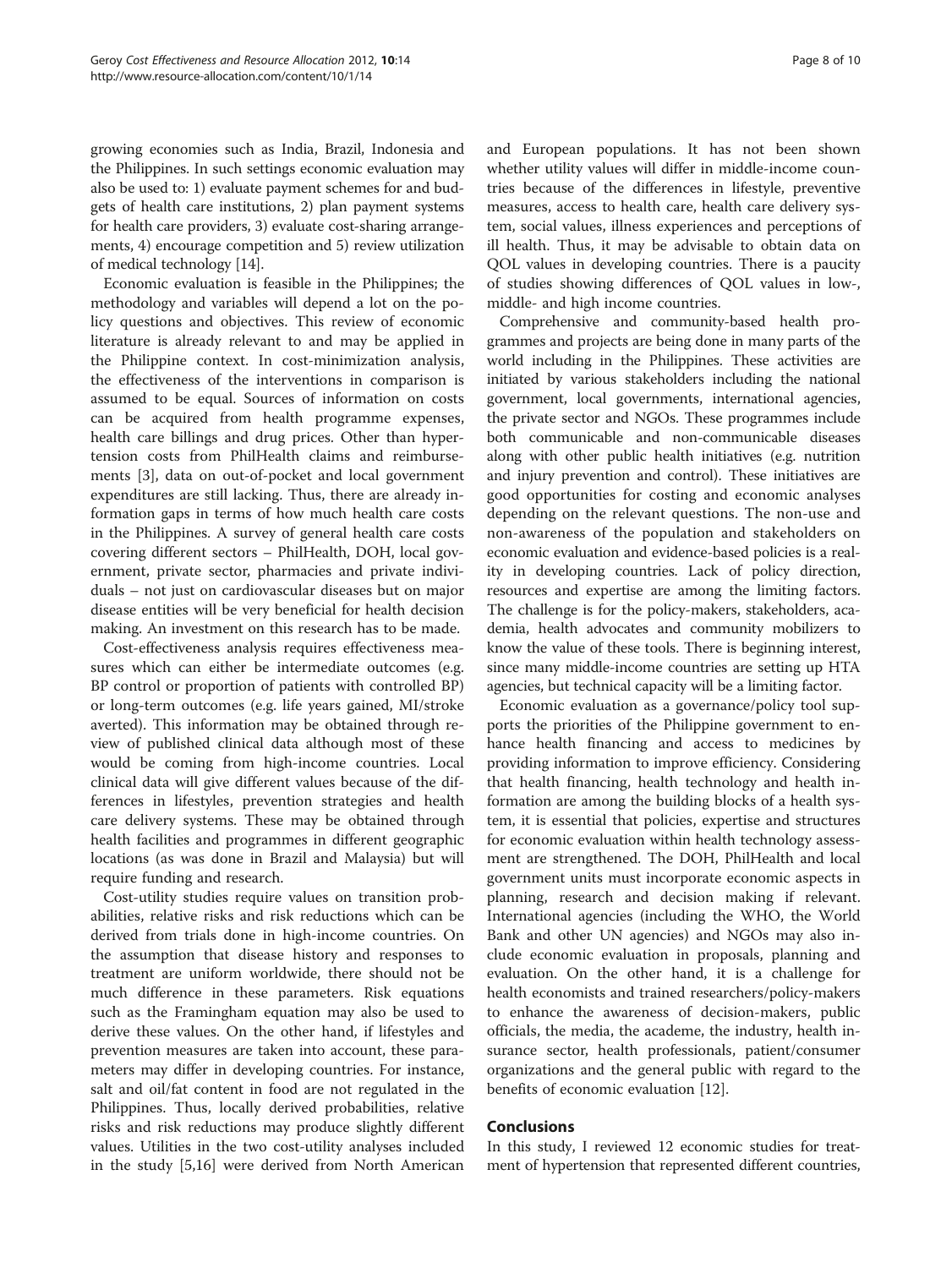growing economies such as India, Brazil, Indonesia and the Philippines. In such settings economic evaluation may also be used to: 1) evaluate payment schemes for and budgets of health care institutions, 2) plan payment systems for health care providers, 3) evaluate cost-sharing arrangements, 4) encourage competition and 5) review utilization of medical technology [14].

Economic evaluation is feasible in the Philippines; the methodology and variables will depend a lot on the policy questions and objectives. This review of economic literature is already relevant to and may be applied in the Philippine context. In cost-minimization analysis, the effectiveness of the interventions in comparison is assumed to be equal. Sources of information on costs can be acquired from health programme expenses, health care billings and drug prices. Other than hypertension costs from PhilHealth claims and reimbursements [3], data on out-of-pocket and local government expenditures are still lacking. Thus, there are already information gaps in terms of how much health care costs in the Philippines. A survey of general health care costs covering different sectors – PhilHealth, DOH, local government, private sector, pharmacies and private individuals – not just on cardiovascular diseases but on major disease entities will be very beneficial for health decision making. An investment on this research has to be made.

Cost-effectiveness analysis requires effectiveness measures which can either be intermediate outcomes (e.g. BP control or proportion of patients with controlled BP) or long-term outcomes (e.g. life years gained, MI/stroke averted). This information may be obtained through review of published clinical data although most of these would be coming from high-income countries. Local clinical data will give different values because of the differences in lifestyles, prevention strategies and health care delivery systems. These may be obtained through health facilities and programmes in different geographic locations (as was done in Brazil and Malaysia) but will require funding and research.

Cost-utility studies require values on transition probabilities, relative risks and risk reductions which can be derived from trials done in high-income countries. On the assumption that disease history and responses to treatment are uniform worldwide, there should not be much difference in these parameters. Risk equations such as the Framingham equation may also be used to derive these values. On the other hand, if lifestyles and prevention measures are taken into account, these parameters may differ in developing countries. For instance, salt and oil/fat content in food are not regulated in the Philippines. Thus, locally derived probabilities, relative risks and risk reductions may produce slightly different values. Utilities in the two cost-utility analyses included in the study [5,16] were derived from North American and European populations. It has not been shown whether utility values will differ in middle-income countries because of the differences in lifestyle, preventive measures, access to health care, health care delivery system, social values, illness experiences and perceptions of ill health. Thus, it may be advisable to obtain data on QOL values in developing countries. There is a paucity of studies showing differences of QOL values in low-, middle- and high income countries.

Comprehensive and community-based health programmes and projects are being done in many parts of the world including in the Philippines. These activities are initiated by various stakeholders including the national government, local governments, international agencies, the private sector and NGOs. These programmes include both communicable and non-communicable diseases along with other public health initiatives (e.g. nutrition and injury prevention and control). These initiatives are good opportunities for costing and economic analyses depending on the relevant questions. The non-use and non-awareness of the population and stakeholders on economic evaluation and evidence-based policies is a reality in developing countries. Lack of policy direction, resources and expertise are among the limiting factors. The challenge is for the policy-makers, stakeholders, academia, health advocates and community mobilizers to know the value of these tools. There is beginning interest, since many middle-income countries are setting up HTA agencies, but technical capacity will be a limiting factor.

Economic evaluation as a governance/policy tool supports the priorities of the Philippine government to enhance health financing and access to medicines by providing information to improve efficiency. Considering that health financing, health technology and health information are among the building blocks of a health system, it is essential that policies, expertise and structures for economic evaluation within health technology assessment are strengthened. The DOH, PhilHealth and local government units must incorporate economic aspects in planning, research and decision making if relevant. International agencies (including the WHO, the World Bank and other UN agencies) and NGOs may also include economic evaluation in proposals, planning and evaluation. On the other hand, it is a challenge for health economists and trained researchers/policy-makers to enhance the awareness of decision-makers, public officials, the media, the academe, the industry, health insurance sector, health professionals, patient/consumer organizations and the general public with regard to the benefits of economic evaluation [12].

## Conclusions

In this study, I reviewed 12 economic studies for treatment of hypertension that represented different countries,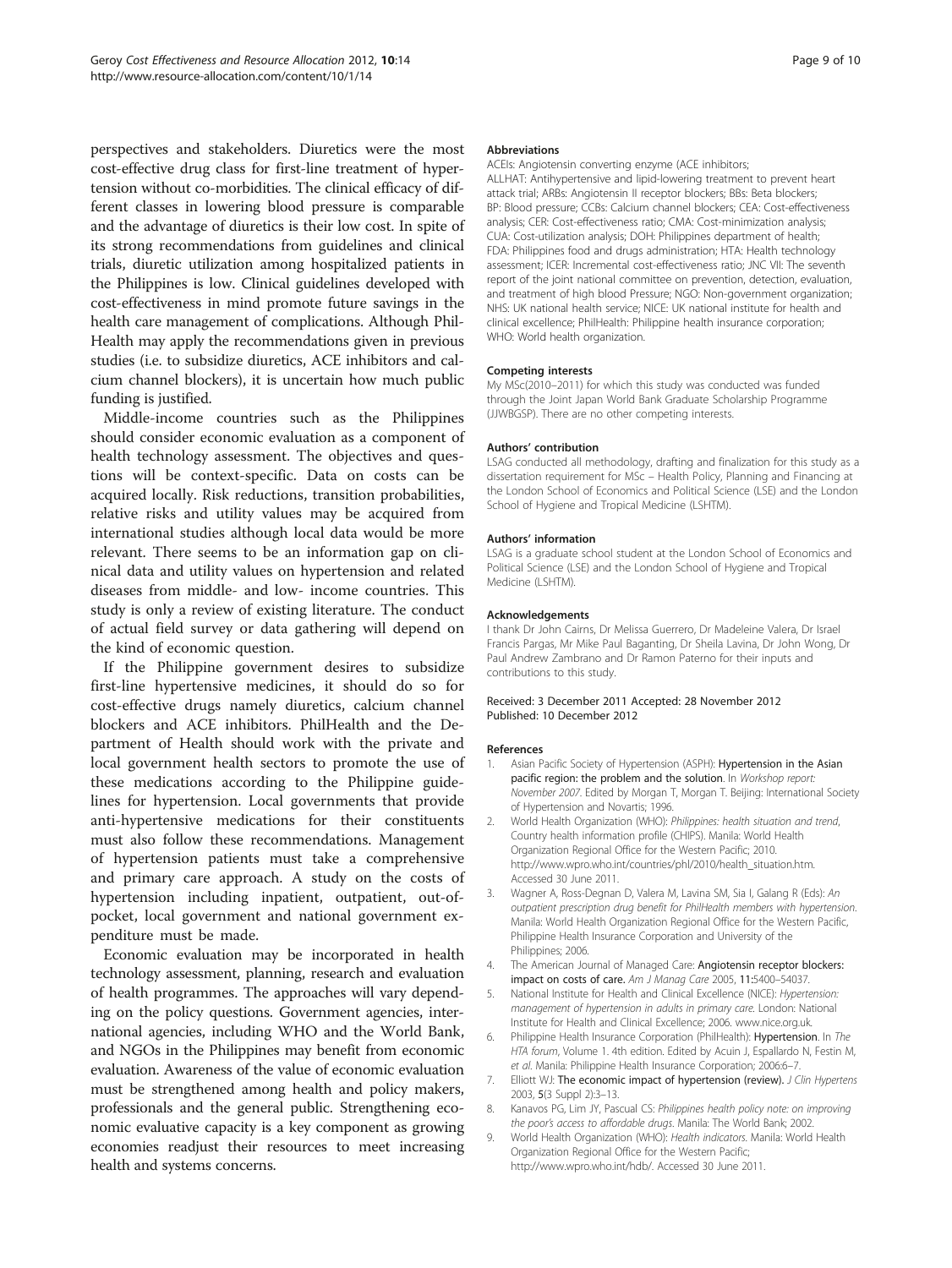perspectives and stakeholders. Diuretics were the most cost-effective drug class for first-line treatment of hypertension without co-morbidities. The clinical efficacy of different classes in lowering blood pressure is comparable and the advantage of diuretics is their low cost. In spite of its strong recommendations from guidelines and clinical trials, diuretic utilization among hospitalized patients in the Philippines is low. Clinical guidelines developed with cost-effectiveness in mind promote future savings in the health care management of complications. Although PhilHealth may apply the recommendations given in previous studies (i.e. to subsidize diuretics, ACE inhibitors and calcium channel blockers), it is uncertain how much public funding is justified.

Middle-income countries such as the Philippines should consider economic evaluation as a component of health technology assessment. The objectives and questions will be context-specific. Data on costs can be acquired locally. Risk reductions, transition probabilities, relative risks and utility values may be acquired from international studies although local data would be more relevant. There seems to be an information gap on clinical data and utility values on hypertension and related diseases from middle- and low- income countries. This study is only a review of existing literature. The conduct of actual field survey or data gathering will depend on the kind of economic question.

If the Philippine government desires to subsidize first-line hypertensive medicines, it should do so for cost-effective drugs namely diuretics, calcium channel blockers and ACE inhibitors. PhilHealth and the Department of Health should work with the private and local government health sectors to promote the use of these medications according to the Philippine guidelines for hypertension. Local governments that provide anti-hypertensive medications for their constituents must also follow these recommendations. Management of hypertension patients must take a comprehensive and primary care approach. A study on the costs of hypertension including inpatient, outpatient, out-of-pocket, local government and national government expenditure must be made.

Economic evaluation may be incorporated in health technology assessment, planning, research and evaluation of health programmes. The approaches will vary depending on the policy questions. Government agencies, international agencies, including WHO and the World Bank, and NGOs in the Philippines may benefit from economic evaluation. Awareness of the value of economic evaluation must be strengthened among health and policy makers, professionals and the general public. Strengthening economic evaluative capacity is a key component as growing economies readjust their resources to meet increasing health and systems concerns.

#### Abbreviations

ACEIs: Angiotensin converting enzyme (ACE inhibitors; ALLHAT: Antihypertensive and lipid-lowering treatment to prevent heart attack trial; ARBs: Angiotensin II receptor blockers; BBs: Beta blockers; BP: Blood pressure; CCBs: Calcium channel blockers; CEA: Cost-effectiveness analysis; CER: Cost-effectiveness ratio; CMA: Cost-minimization analysis; CUA: Cost-utilization analysis; DOH: Philippines department of health; FDA: Philippines food and drugs administration; HTA: Health technology assessment; ICER: Incremental cost-effectiveness ratio; JNC VII: The seventh report of the joint national committee on prevention, detection, evaluation, and treatment of high blood Pressure; NGO: Non-government organization; NHS: UK national health service; NICE: UK national institute for health and clinical excellence; PhilHealth: Philippine health insurance corporation; WHO: World health organization.

#### Competing interests

My MSc(2010–2011) for which this study was conducted was funded through the Joint Japan World Bank Graduate Scholarship Programme (JJWBGSP). There are no other competing interests.

#### Authors' contribution

LSAG conducted all methodology, drafting and finalization for this study as a dissertation requirement for MSc – Health Policy, Planning and Financing at the London School of Economics and Political Science (LSE) and the London School of Hygiene and Tropical Medicine (LSHTM).

#### Authors' information

LSAG is a graduate school student at the London School of Economics and Political Science (LSE) and the London School of Hygiene and Tropical Medicine (LSHTM).

#### Acknowledgements

I thank Dr John Cairns, Dr Melissa Guerrero, Dr Madeleine Valera, Dr Israel Francis Pargas, Mr Mike Paul Baganting, Dr Sheila Lavina, Dr John Wong, Dr Paul Andrew Zambrano and Dr Ramon Paterno for their inputs and contributions to this study.

Received: 3 December 2011 Accepted: 28 November 2012
Published: 10 December 2012

#### References

1. Asian Pacific Society of Hypertension (ASPH): **Hypertension in the Asian pacific region: the problem and the solution**. In *Workshop report: November 2007*. Edited by Morgan T, Morgan T. Beijing: International Society of Hypertension and Novartis; 1996.
2. World Health Organization (WHO): *Philippines: health situation and trend*, Country health information profile (CHIPS). Manila: World Health Organization Regional Office for the Western Pacific; 2010. http://www.wpro.who.int/countries/phl/2010/health_situation.htm. Accessed 30 June 2011.
3. Wagner A, Ross-Degnan D, Valera M, Lavina SM, Sia I, Galang R (Eds): *An outpatient prescription drug benefit for PhilHealth members with hypertension*. Manila: World Health Organization Regional Office for the Western Pacific, Philippine Health Insurance Corporation and University of the Philippines; 2006.
4. The American Journal of Managed Care: **Angiotensin receptor blockers: impact on costs of care.** *Am J Manag Care* 2005, **11**:5400–54037.
5. National Institute for Health and Clinical Excellence (NICE): *Hypertension: management of hypertension in adults in primary care*. London: National Institute for Health and Clinical Excellence; 2006. www.nice.org.uk.
6. Philippine Health Insurance Corporation (PhilHealth): **Hypertension**. In *The HTA forum*, Volume 1. 4th edition. Edited by Acuin J, Espallardo N, Festin M, *et al*. Manila: Philippine Health Insurance Corporation; 2006:6–7.
7. Elliott WJ: **The economic impact of hypertension (review).** *J Clin Hypertens* 2003, **5**(3 Suppl 2):3–13.
8. Kanavos PG, Lim JY, Pascual CS: *Philippines health policy note: on improving the poor's access to affordable drugs*. Manila: The World Bank; 2002.
9. World Health Organization (WHO): *Health indicators*. Manila: World Health Organization Regional Office for the Western Pacific; http://www.wpro.who.int/hdb/. Accessed 30 June 2011.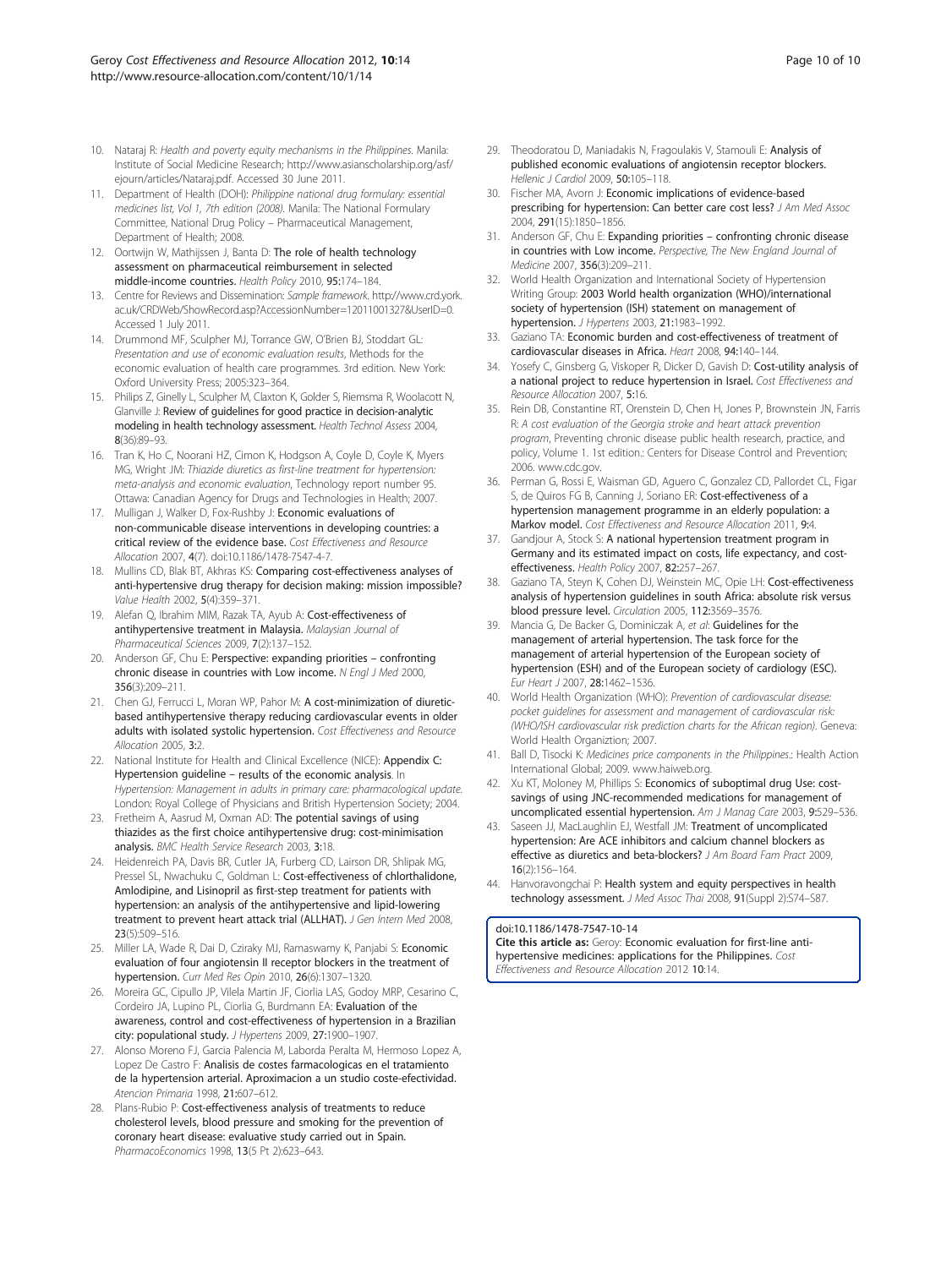10. Nataraj R: *Health and poverty equity mechanisms in the Philippines*. Manila: Institute of Social Medicine Research; http://www.asianscholarship.org/asf/ejourn/articles/Nataraj.pdf. Accessed 30 June 2011.
11. Department of Health (DOH): *Philippine national drug formulary: essential medicines list, Vol 1, 7th edition (2008)*. Manila: The National Formulary Committee, National Drug Policy – Pharmaceutical Management, Department of Health; 2008.
12. Oortwijn W, Mathijssen J, Banta D: **The role of health technology assessment on pharmaceutical reimbursement in selected middle-income countries.** *Health Policy* 2010, **95:**174–184.
13. Centre for Reviews and Dissemination: *Sample framework*. http://www.crd.york.ac.uk/CRDWeb/ShowRecord.asp?AccessionNumber=12011001327&UserID=0. Accessed 1 July 2011.
14. Drummond MF, Sculpher MJ, Torrance GW, O'Brien BJ, Stoddart GL: *Presentation and use of economic evaluation results*, Methods for the economic evaluation of health care programmes. 3rd edition. New York: Oxford University Press; 2005:323–364.
15. Philips Z, Ginelly L, Sculpher M, Claxton K, Golder S, Riemsma R, Woolacott N, Glanville J: **Review of guidelines for good practice in decision-analytic modeling in health technology assessment.** *Health Technol Assess* 2004, **8**(36):89–93.
16. Tran K, Ho C, Noorani HZ, Cimon K, Hodgson A, Coyle D, Coyle K, Myers MG, Wright JM: *Thiazide diuretics as first-line treatment for hypertension: meta-analysis and economic evaluation*, Technology report number 95. Ottawa: Canadian Agency for Drugs and Technologies in Health; 2007.
17. Mulligan J, Walker D, Fox-Rushby J: **Economic evaluations of non-communicable disease interventions in developing countries: a critical review of the evidence base.** *Cost Effectiveness and Resource Allocation* 2007, **4**(7). doi:10.1186/1478-7547-4-7.
18. Mullins CD, Blak BT, Akhras KS: **Comparing cost-effectiveness analyses of anti-hypertensive drug therapy for decision making: mission impossible?** *Value Health* 2002, **5**(4):359–371.
19. Alefan Q, Ibrahim MIM, Razak TA, Ayub A: **Cost-effectiveness of antihypertensive treatment in Malaysia.** *Malaysian Journal of Pharmaceutical Sciences* 2009, **7**(2):137–152.
20. Anderson GF, Chu E: **Perspective: expanding priorities – confronting chronic disease in countries with Low income.** *N Engl J Med* 2000, **356**(3):209–211.
21. Chen GJ, Ferrucci L, Moran WP, Pahor M: **A cost-minimization of diuretic-based antihypertensive therapy reducing cardiovascular events in older adults with isolated systolic hypertension.** *Cost Effectiveness and Resource Allocation* 2005, **3:**2.
22. National Institute for Health and Clinical Excellence (NICE): **Appendix C: Hypertension guideline – results of the economic analysis**. In *Hypertension: Management in adults in primary care: pharmacological update*. London: Royal College of Physicians and British Hypertension Society; 2004.
23. Fretheim A, Aasrud M, Oxman AD: **The potential savings of using thiazides as the first choice antihypertensive drug: cost-minimisation analysis.** *BMC Health Service Research* 2003, **3:**18.
24. Heidenreich PA, Davis BR, Cutler JA, Furberg CD, Lairson DR, Shlipak MG, Pressel SL, Nwachuku C, Goldman L: **Cost-effectiveness of chlorthalidone, Amlodipine, and Lisinopril as first-step treatment for patients with hypertension: an analysis of the antihypertensive and lipid-lowering treatment to prevent heart attack trial (ALLHAT).** *J Gen Intern Med* 2008, **23**(5):509–516.
25. Miller LA, Wade R, Dai D, Cziraky MJ, Ramaswamy K, Panjabi S: **Economic evaluation of four angiotensin II receptor blockers in the treatment of hypertension.** *Curr Med Res Opin* 2010, **26**(6):1307–1320.
26. Moreira GC, Cipullo JP, Vilela Martin JF, Ciorlia LAS, Godoy MRP, Cesarino C, Cordeiro JA, Lupino PL, Ciorlia G, Burdmann EA: **Evaluation of the awareness, control and cost-effectiveness of hypertension in a Brazilian city: populational study.** *J Hypertens* 2009, **27:**1900–1907.
27. Alonso Moreno FJ, Garcia Palencia M, Laborda Peralta M, Hermoso Lopez A, Lopez De Castro F: **Analisis de costes farmacologicas en el tratamiento de la hypertension arterial. Aproximacion a un studio coste-efectividad.** *Atencion Primaria* 1998, **21:**607–612.
28. Plans-Rubio P: **Cost-effectiveness analysis of treatments to reduce cholesterol levels, blood pressure and smoking for the prevention of coronary heart disease: evaluative study carried out in Spain.** *PharmacoEconomics* 1998, **13**(5 Pt 2):623–643.
29. Theodoratou D, Maniadakis N, Fragoulakis V, Stamouli E: **Analysis of published economic evaluations of angiotensin receptor blockers.** *Hellenic J Cardiol* 2009, **50:**105–118.
30. Fischer MA, Avorn J: **Economic implications of evidence-based prescribing for hypertension: Can better care cost less?** *J Am Med Assoc* 2004, **291**(15):1850–1856.
31. Anderson GF, Chu E: **Expanding priorities – confronting chronic disease in countries with Low income.** *Perspective, The New England Journal of Medicine* 2007, **356**(3):209–211.
32. World Health Organization and International Society of Hypertension Writing Group: **2003 World health organization (WHO)/international society of hypertension (ISH) statement on management of hypertension.** *J Hypertens* 2003, **21:**1983–1992.
33. Gaziano TA: **Economic burden and cost-effectiveness of treatment of cardiovascular diseases in Africa.** *Heart* 2008, **94:**140–144.
34. Yosefy C, Ginsberg G, Viskoper R, Dicker D, Gavish D: **Cost-utility analysis of a national project to reduce hypertension in Israel.** *Cost Effectiveness and Resource Allocation* 2007, **5:**16.
35. Rein DB, Constantine RT, Orenstein D, Chen H, Jones P, Brownstein JN, Farris R: *A cost evaluation of the Georgia stroke and heart attack prevention program*, Preventing chronic disease public health research, practice, and policy, Volume 1. 1st edition.: Centers for Disease Control and Prevention; 2006. www.cdc.gov.
36. Perman G, Rossi E, Waisman GD, Aguero C, Gonzalez CD, Pallordet CL, Figar S, de Quiros FG B, Canning J, Soriano ER: **Cost-effectiveness of a hypertension management programme in an elderly population: a Markov model.** *Cost Effectiveness and Resource Allocation* 2011, **9:**4.
37. Gandjour A, Stock S: **A national hypertension treatment program in Germany and its estimated impact on costs, life expectancy, and cost-effectiveness.** *Health Policy* 2007, **82:**257–267.
38. Gaziano TA, Steyn K, Cohen DJ, Weinstein MC, Opie LH: **Cost-effectiveness analysis of hypertension guidelines in south Africa: absolute risk versus blood pressure level.** *Circulation* 2005, **112:**3569–3576.
39. Mancia G, De Backer G, Dominiczak A, *et al*: **Guidelines for the management of arterial hypertension. The task force for the management of arterial hypertension of the European society of hypertension (ESH) and of the European society of cardiology (ESC).** *Eur Heart J* 2007, **28:**1462–1536.
40. World Health Organization (WHO): *Prevention of cardiovascular disease: pocket guidelines for assessment and management of cardiovascular risk: (WHO/ISH cardiovascular risk prediction charts for the African region)*. Geneva: World Health Organiztion; 2007.
41. Ball D, Tisocki K: *Medicines price components in the Philippines*.: Health Action International Global; 2009. www.haiweb.org.
42. Xu KT, Moloney M, Phillips S: **Economics of suboptimal drug Use: cost-savings of using JNC-recommended medications for management of uncomplicated essential hypertension.** *Am J Manag Care* 2003, **9:**529–536.
43. Saseen JJ, MacLaughlin EJ, Westfall JM: **Treatment of uncomplicated hypertension: Are ACE inhibitors and calcium channel blockers as effective as diuretics and beta-blockers?** *J Am Board Fam Pract* 2009, **16**(2):156–164.
44. Hanvoravongchai P: **Health system and equity perspectives in health technology assessment.** *J Med Assoc Thai* 2008, **91**(Suppl 2):S74–S87.

doi:10.1186/1478-7547-10-14
**Cite this article as:** Geroy: Economic evaluation for first-line anti-hypertensive medicines: applications for the Philippines. *Cost Effectiveness and Resource Allocation* 2012 **10**:14.